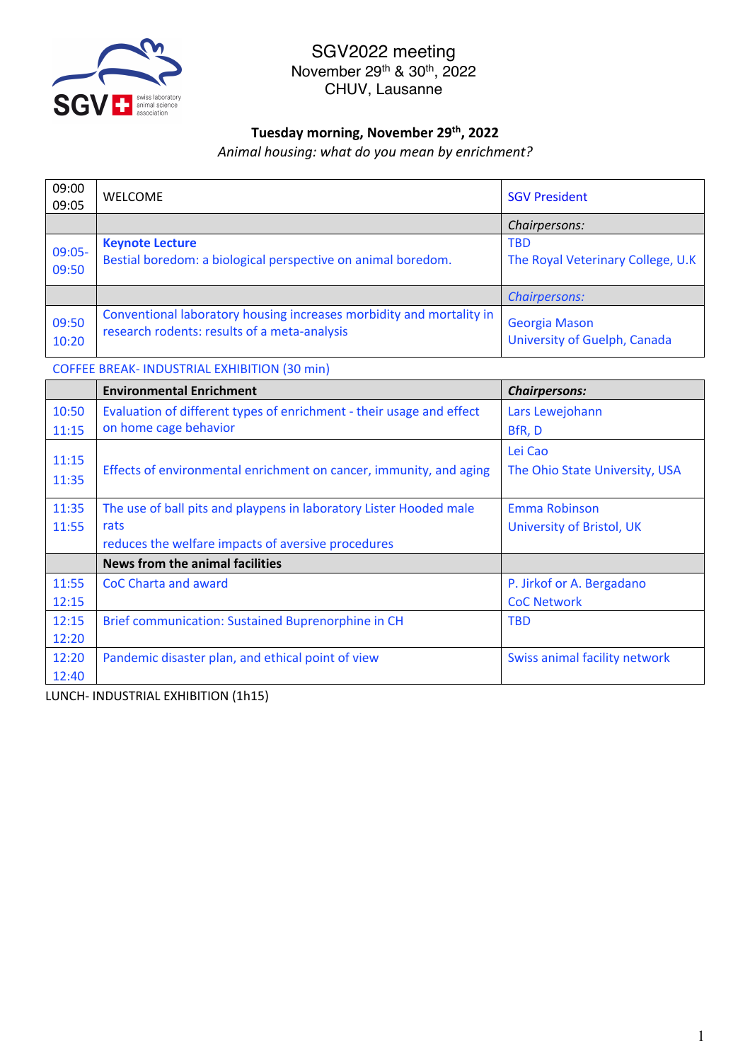SGV2022 meeting
November 29th & 30th, 2022
CHUV, Lausanne

**Tuesday morning, November 29th, 2022**

*Animal housing: what do you mean by enrichment?*

| | | |
|---|---|---|
| 09:00 09:05 | WELCOME | SGV President |
| | | *Chairpersons:* |
| 09:05- 09:50 | **Keynote Lecture** Bestial boredom: a biological perspective on animal boredom. | TBD The Royal Veterinary College, U.K |
| | | *Chairpersons:* |
| 09:50 10:20 | Conventional laboratory housing increases morbidity and mortality in research rodents: results of a meta-analysis | Georgia Mason University of Guelph, Canada |

COFFEE BREAK- INDUSTRIAL EXHIBITION (30 min)

| | **Environmental Enrichment** | ***Chairpersons:*** |
|---|---|---|
| 10:50 11:15 | Evaluation of different types of enrichment - their usage and effect on home cage behavior | Lars Lewejohann BfR, D |
| 11:15 11:35 | Effects of environmental enrichment on cancer, immunity, and aging | Lei Cao The Ohio State University, USA |
| 11:35 11:55 | The use of ball pits and playpens in laboratory Lister Hooded male rats reduces the welfare impacts of aversive procedures | Emma Robinson University of Bristol, UK |
| | **News from the animal facilities** | |
| 11:55 12:15 | CoC Charta and award | P. Jirkof or A. Bergadano CoC Network |
| 12:15 12:20 | Brief communication: Sustained Buprenorphine in CH | TBD |
| 12:20 12:40 | Pandemic disaster plan, and ethical point of view | Swiss animal facility network |

LUNCH- INDUSTRIAL EXHIBITION (1h15)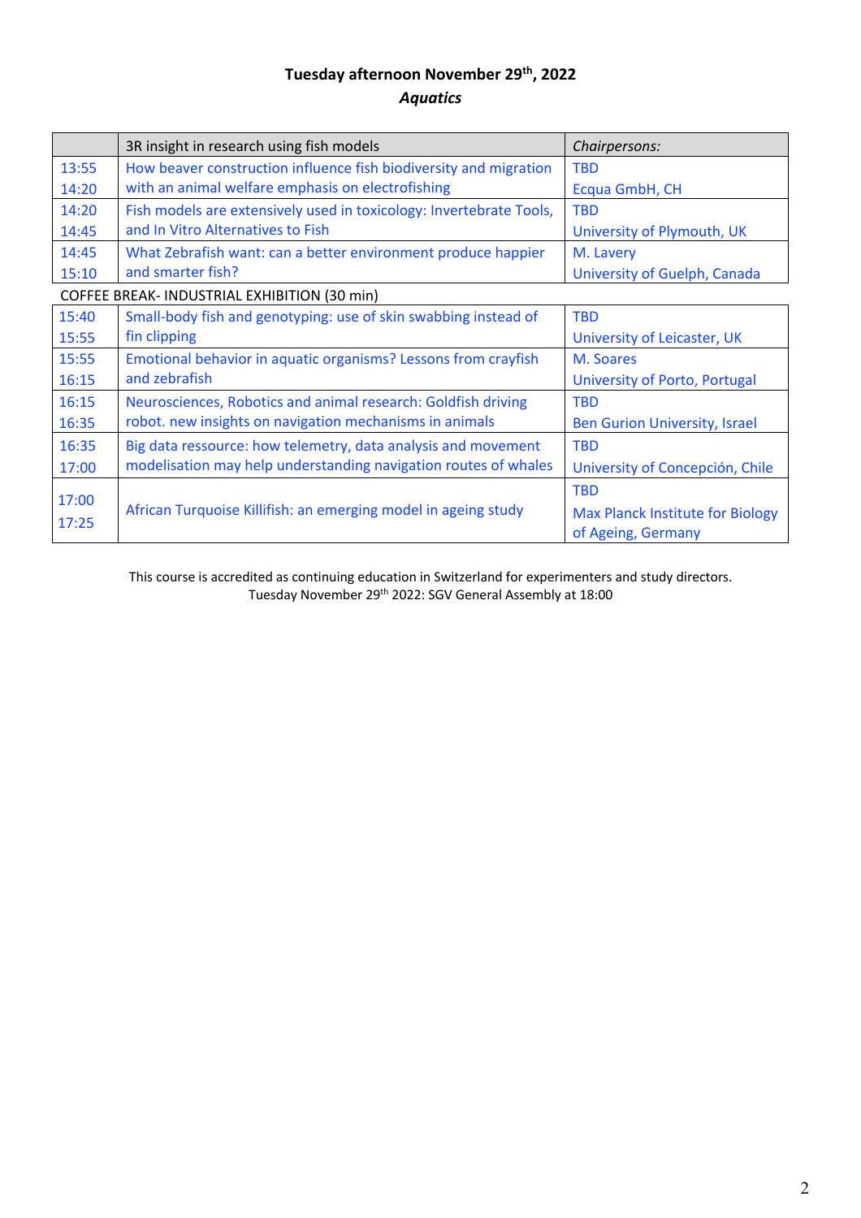**Tuesday afternoon November 29th, 2022**

***Aquatics***

| | 3R insight in research using fish models | *Chairpersons:* |
|---|---|---|
| 13:55<br>14:20 | How beaver construction influence fish biodiversity and migration with an animal welfare emphasis on electrofishing | TBD<br>Ecqua GmbH, CH |
| 14:20<br>14:45 | Fish models are extensively used in toxicology: Invertebrate Tools, and In Vitro Alternatives to Fish | TBD<br>University of Plymouth, UK |
| 14:45<br>15:10 | What Zebrafish want: can a better environment produce happier and smarter fish? | M. Lavery<br>University of Guelph, Canada |
| COFFEE BREAK- INDUSTRIAL EXHIBITION (30 min) | | |
| 15:40<br>15:55 | Small-body fish and genotyping: use of skin swabbing instead of fin clipping | TBD<br>University of Leicaster, UK |
| 15:55<br>16:15 | Emotional behavior in aquatic organisms? Lessons from crayfish and zebrafish | M. Soares<br>University of Porto, Portugal |
| 16:15<br>16:35 | Neurosciences, Robotics and animal research: Goldfish driving robot. new insights on navigation mechanisms in animals | TBD<br>Ben Gurion University, Israel |
| 16:35<br>17:00 | Big data ressource: how telemetry, data analysis and movement modelisation may help understanding navigation routes of whales | TBD<br>University of Concepción, Chile |
| 17:00<br>17:25 | African Turquoise Killifish: an emerging model in ageing study | TBD<br>Max Planck Institute for Biology of Ageing, Germany |

This course is accredited as continuing education in Switzerland for experimenters and study directors.
Tuesday November 29th 2022: SGV General Assembly at 18:00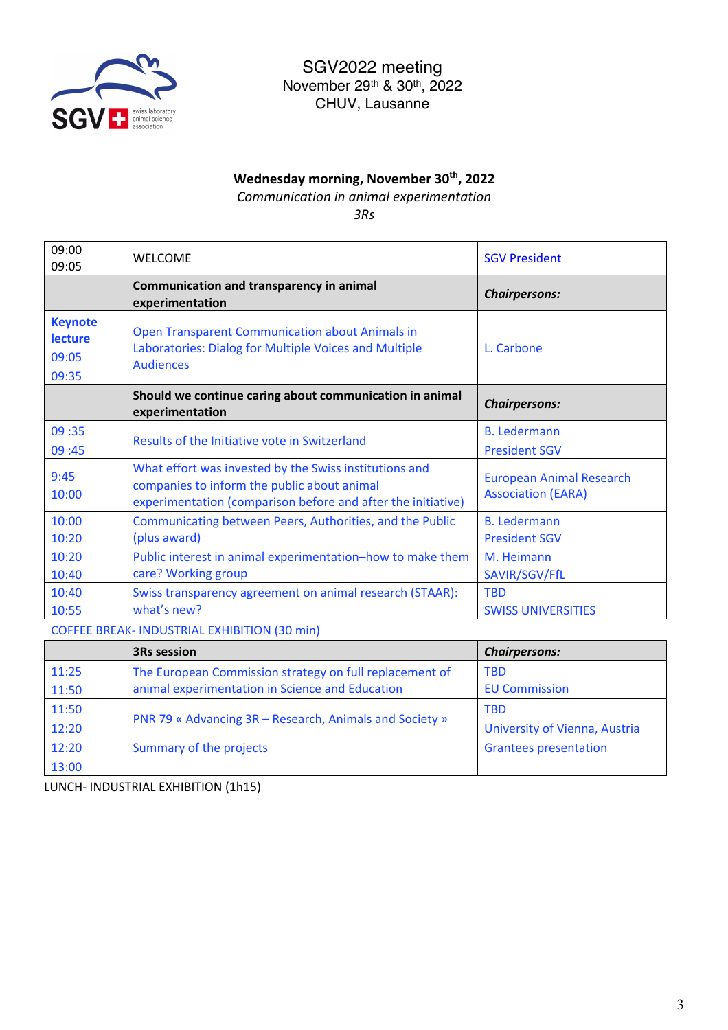SGV2022 meeting
November 29th & 30th, 2022
CHUV, Lausanne

**Wednesday morning, November 30th, 2022**

*Communication in animal experimentation*

*3Rs*

| | | |
|---|---|---|
| 09:00<br>09:05 | WELCOME | SGV President |
| | **Communication and transparency in animal experimentation** | ***Chairpersons:*** |
| **Keynote lecture**<br>09:05<br>09:35 | Open Transparent Communication about Animals in Laboratories: Dialog for Multiple Voices and Multiple Audiences | L. Carbone |
| | **Should we continue caring about communication in animal experimentation** | ***Chairpersons:*** |
| 09 :35<br>09 :45 | Results of the Initiative vote in Switzerland | B. Ledermann<br>President SGV |
| 9:45<br>10:00 | What effort was invested by the Swiss institutions and companies to inform the public about animal experimentation (comparison before and after the initiative) | European Animal Research Association (EARA) |
| 10:00<br>10:20 | Communicating between Peers, Authorities, and the Public (plus award) | B. Ledermann<br>President SGV |
| 10:20<br>10:40 | Public interest in animal experimentation–how to make them care? Working group | M. Heimann<br>SAVIR/SGV/FfL |
| 10:40<br>10:55 | Swiss transparency agreement on animal research (STAAR): what's new? | TBD<br>SWISS UNIVERSITIES |

COFFEE BREAK- INDUSTRIAL EXHIBITION (30 min)

| | | |
|---|---|---|
| | **3Rs session** | ***Chairpersons:*** |
| 11:25<br>11:50 | The European Commission strategy on full replacement of animal experimentation in Science and Education | TBD<br>EU Commission |
| 11:50<br>12:20 | PNR 79 « Advancing 3R – Research, Animals and Society » | TBD<br>University of Vienna, Austria |
| 12:20<br>13:00 | Summary of the projects | Grantees presentation |

LUNCH- INDUSTRIAL EXHIBITION (1h15)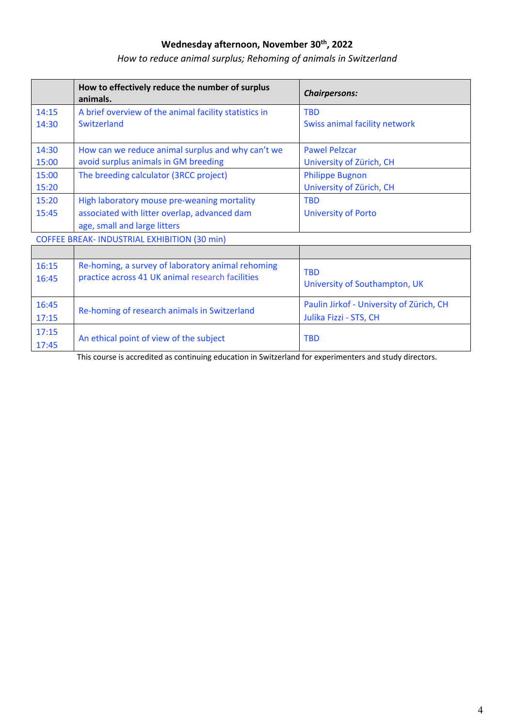**Wednesday afternoon, November 30th, 2022**

*How to reduce animal surplus; Rehoming of animals in Switzerland*

| | **How to effectively reduce the number of surplus animals.** | ***Chairpersons:*** |
|---|---|---|
| 14:15<br>14:30 | A brief overview of the animal facility statistics in Switzerland | TBD<br>Swiss animal facility network |
| 14:30<br>15:00 | How can we reduce animal surplus and why can't we avoid surplus animals in GM breeding | Pawel Pelzcar<br>University of Zürich, CH |
| 15:00<br>15:20 | The breeding calculator (3RCC project) | Philippe Bugnon<br>University of Zürich, CH |
| 15:20<br>15:45 | High laboratory mouse pre-weaning mortality associated with litter overlap, advanced dam age, small and large litters | TBD<br>University of Porto |
| COFFEE BREAK- INDUSTRIAL EXHIBITION (30 min) | | |
| | | |
| 16:15<br>16:45 | Re-homing, a survey of laboratory animal rehoming practice across 41 UK animal research facilities | TBD<br>University of Southampton, UK |
| 16:45<br>17:15 | Re-homing of research animals in Switzerland | Paulin Jirkof - University of Zürich, CH<br>Julika Fizzi - STS, CH |
| 17:15<br>17:45 | An ethical point of view of the subject | TBD |

This course is accredited as continuing education in Switzerland for experimenters and study directors.